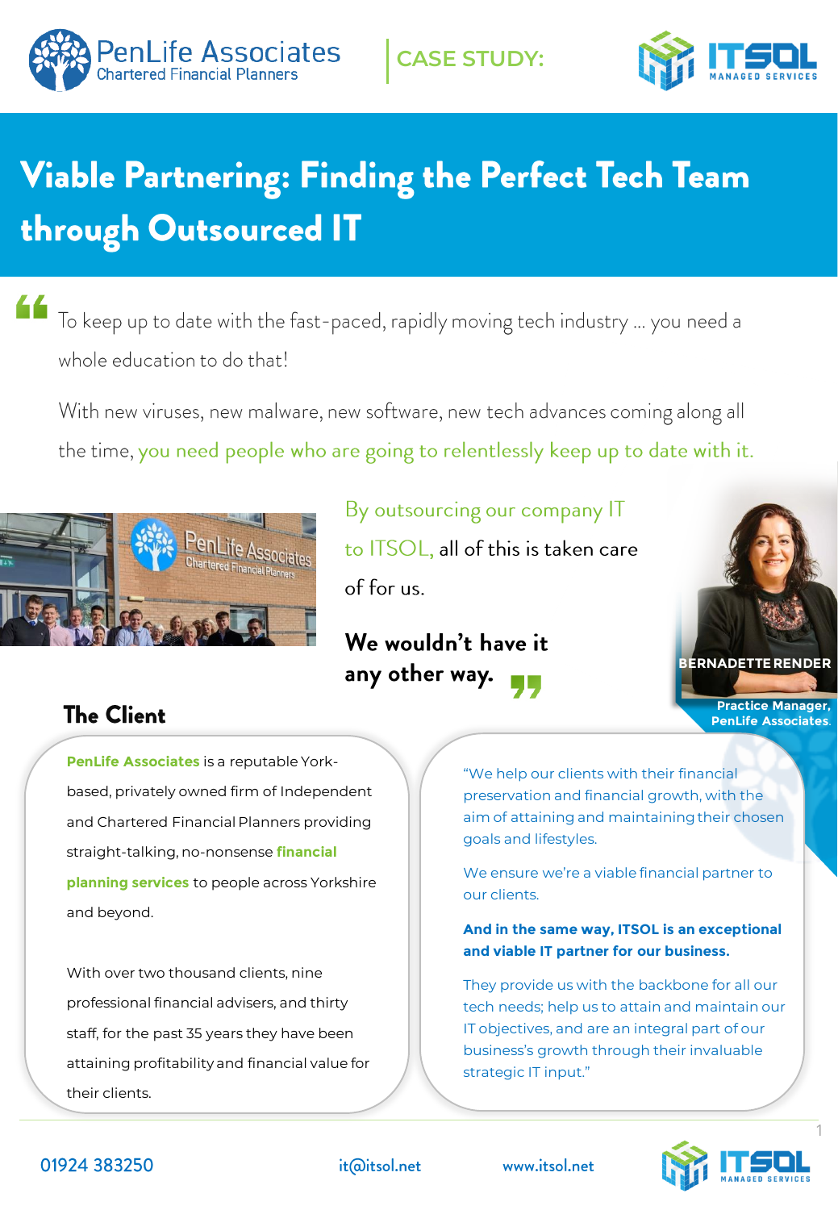PenLife Associates
Chartered Financial Planners

CASE STUDY:

ITSOL MANAGED SERVICES

# Viable Partnering: Finding the Perfect Tech Team through Outsourced IT

> To keep up to date with the fast-paced, rapidly moving tech industry … you need a whole education to do that!
>
> With new viruses, new malware, new software, new tech advances coming along all the time, you need people who are going to relentlessly keep up to date with it.
>
> By outsourcing our company IT to ITSOL, all of this is taken care of for us.
>
> **We wouldn't have it any other way.**

**BERNADETTE RENDER**
**Practice Manager, PenLife Associates.**

## The Client

**PenLife Associates** is a reputable York-based, privately owned firm of Independent and Chartered Financial Planners providing straight-talking, no-nonsense **financial planning services** to people across Yorkshire and beyond.

With over two thousand clients, nine professional financial advisers, and thirty staff, for the past 35 years they have been attaining profitability and financial value for their clients.

"We help our clients with their financial preservation and financial growth, with the aim of attaining and maintaining their chosen goals and lifestyles.

We ensure we're a viable financial partner to our clients.

**And in the same way, ITSOL is an exceptional and viable IT partner for our business.**

They provide us with the backbone for all our tech needs; help us to attain and maintain our IT objectives, and are an integral part of our business's growth through their invaluable strategic IT input."

01924 383250 | it@itsol.net | www.itsol.net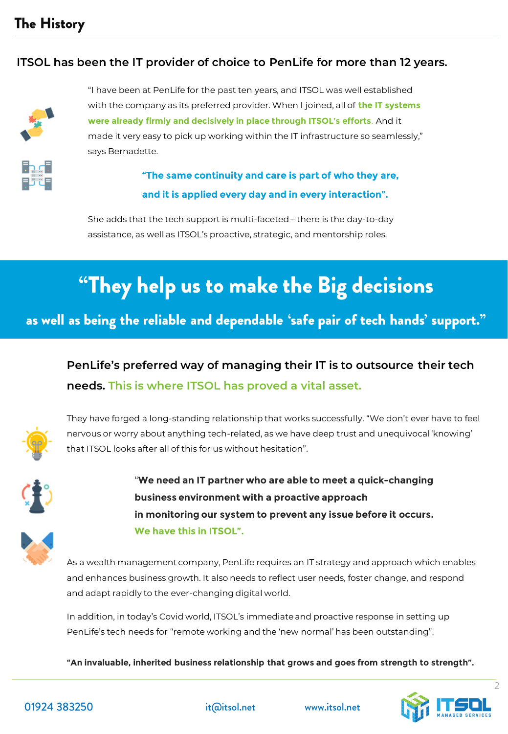## The History

**ITSOL has been the IT provider of choice to PenLife for more than 12 years.**

"I have been at PenLife for the past ten years, and ITSOL was well established with the company as its preferred provider. When I joined, all of **the IT systems were already firmly and decisively in place through ITSOL's efforts**. And it made it very easy to pick up working within the IT infrastructure so seamlessly," says Bernadette.

**"The same continuity and care is part of who they are, and it is applied every day and in every interaction".**

She adds that the tech support is multi-faceted – there is the day-to-day assistance, as well as ITSOL's proactive, strategic, and mentorship roles.

## "They help us to make the Big decisions

**as well as being the reliable and dependable 'safe pair of tech hands' support."**

**PenLife's preferred way of managing their IT is to outsource their tech needs.** This is where ITSOL has proved a vital asset.

They have forged a long-standing relationship that works successfully. "We don't ever have to feel nervous or worry about anything tech-related, as we have deep trust and unequivocal 'knowing' that ITSOL looks after all of this for us without hesitation".

"**We need an IT partner who are able to meet a quick-changing business environment with a proactive approach in monitoring our system to prevent any issue before it occurs. We have this in ITSOL".**

As a wealth management company, PenLife requires an IT strategy and approach which enables and enhances business growth. It also needs to reflect user needs, foster change, and respond and adapt rapidly to the ever-changing digital world.

In addition, in today's Covid world, ITSOL's immediate and proactive response in setting up PenLife's tech needs for "remote working and the 'new normal' has been outstanding".

**"An invaluable, inherited business relationship that grows and goes from strength to strength".**

01924 383250 it@itsol.net www.itsol.net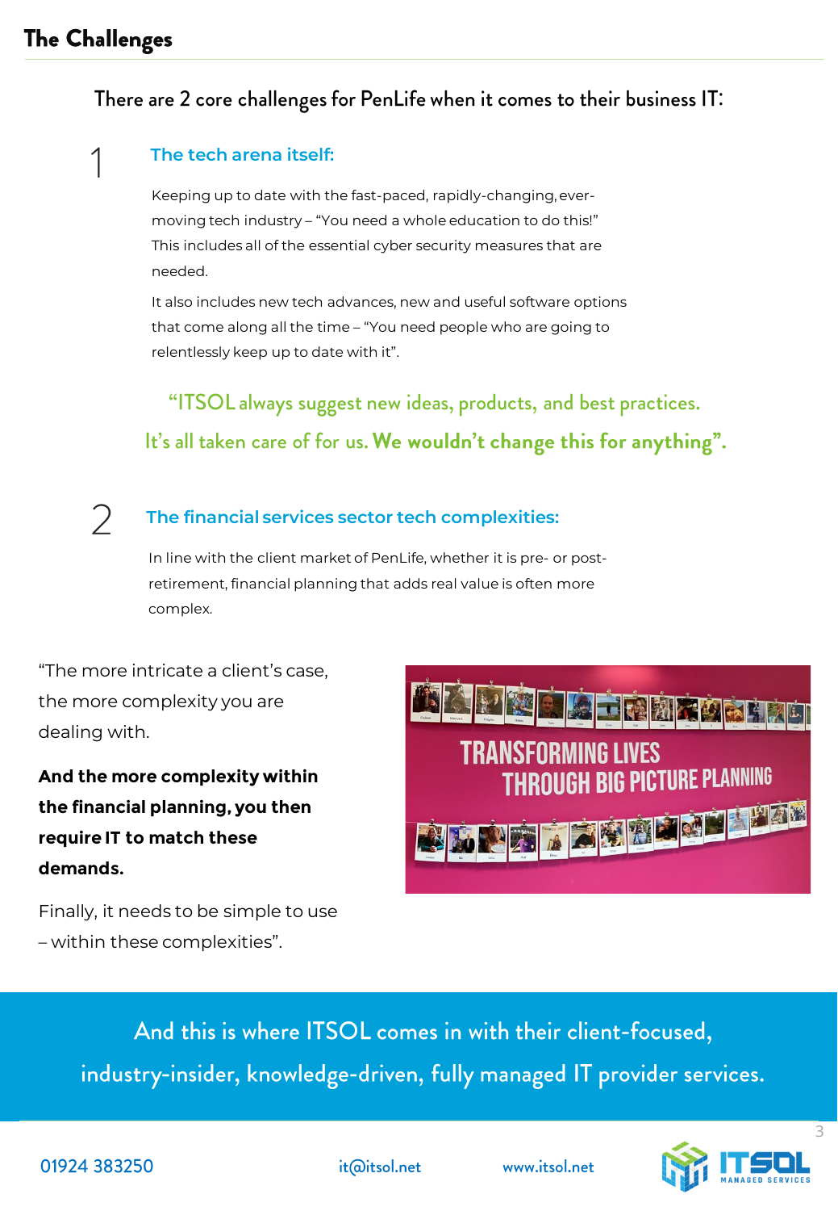## The Challenges

There are 2 core challenges for PenLife when it comes to their business IT:

### 1 The tech arena itself:

Keeping up to date with the fast-paced, rapidly-changing, ever-moving tech industry – "You need a whole education to do this!" This includes all of the essential cyber security measures that are needed.

It also includes new tech advances, new and useful software options that come along all the time – "You need people who are going to relentlessly keep up to date with it".

"ITSOL always suggest new ideas, products, and best practices. It's all taken care of for us. **We wouldn't change this for anything".**

### 2 The financial services sector tech complexities:

In line with the client market of PenLife, whether it is pre- or post-retirement, financial planning that adds real value is often more complex.

"The more intricate a client's case, the more complexity you are dealing with.

**And the more complexity within the financial planning, you then require IT to match these demands.**

Finally, it needs to be simple to use – within these complexities".

And this is where ITSOL comes in with their client-focused, industry-insider, knowledge-driven, fully managed IT provider services.

01924 383250 it@itsol.net www.itsol.net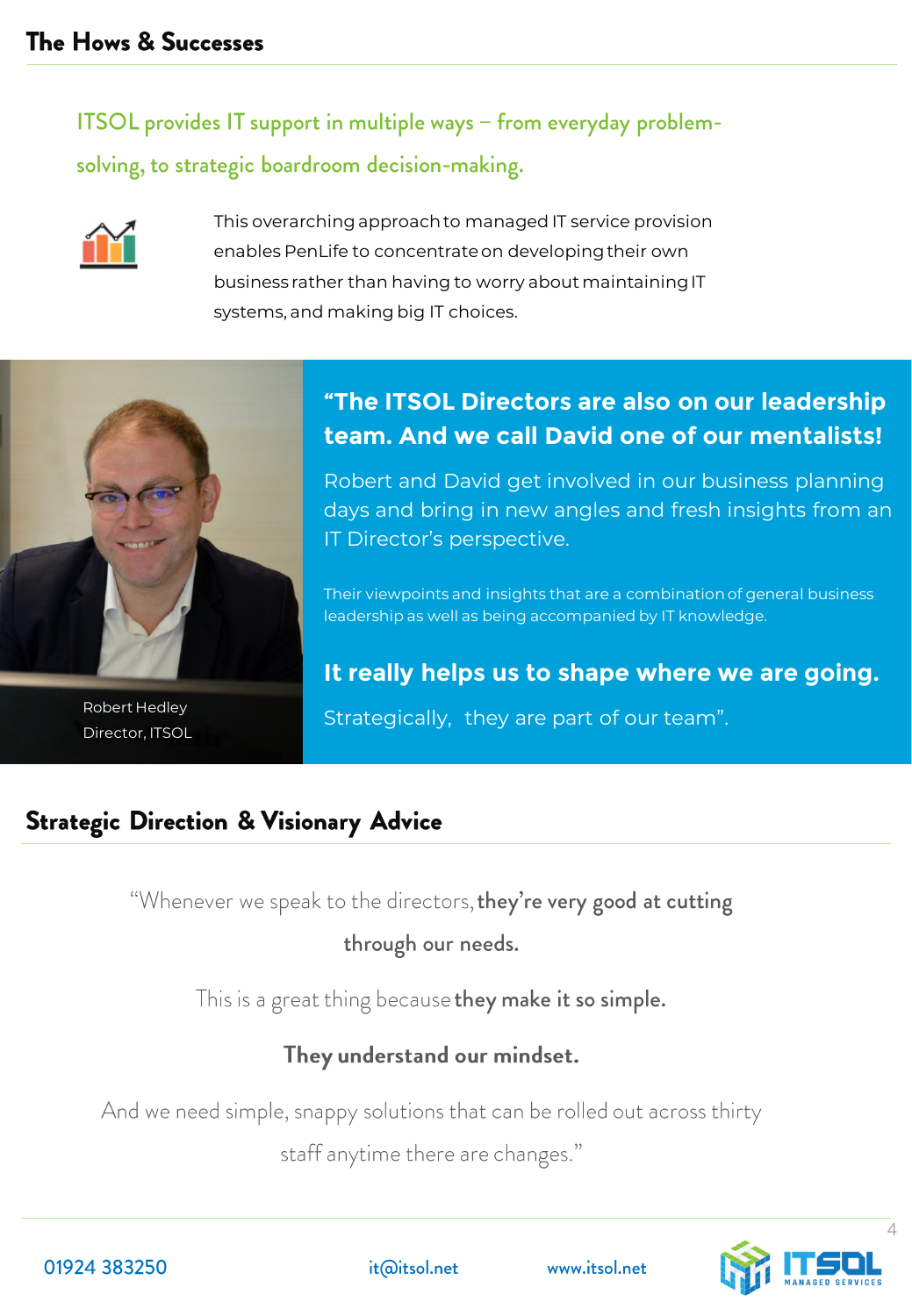## The Hows & Successes

ITSOL provides IT support in multiple ways – from everyday problem-solving, to strategic boardroom decision-making.

This overarching approach to managed IT service provision enables PenLife to concentrate on developing their own business rather than having to worry about maintaining IT systems, and making big IT choices.

Robert Hedley
Director, ITSOL

**"The ITSOL Directors are also on our leadership team. And we call David one of our mentalists!**

Robert and David get involved in our business planning days and bring in new angles and fresh insights from an IT Director's perspective.

Their viewpoints and insights that are a combination of general business leadership as well as being accompanied by IT knowledge.

**It really helps us to shape where we are going.**

Strategically, they are part of our team".

## Strategic Direction & Visionary Advice

"Whenever we speak to the directors, **they're very good at cutting through our needs.**

This is a great thing because **they make it so simple.**

**They understand our mindset.**

And we need simple, snappy solutions that can be rolled out across thirty staff anytime there are changes."

01924 383250 it@itsol.net www.itsol.net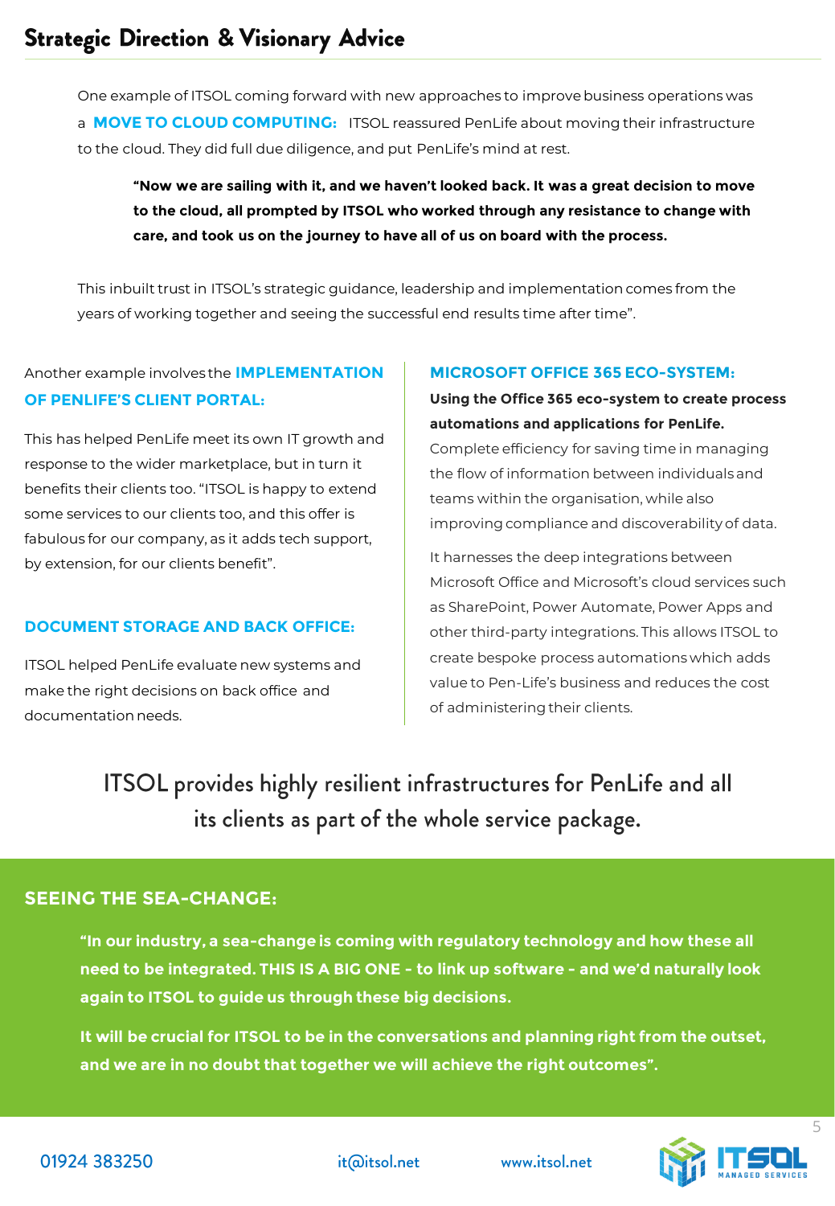## Strategic Direction & Visionary Advice

One example of ITSOL coming forward with new approaches to improve business operations was a **MOVE TO CLOUD COMPUTING:** ITSOL reassured PenLife about moving their infrastructure to the cloud. They did full due diligence, and put PenLife's mind at rest.

> **"Now we are sailing with it, and we haven't looked back. It was a great decision to move to the cloud, all prompted by ITSOL who worked through any resistance to change with care, and took us on the journey to have all of us on board with the process.**

This inbuilt trust in ITSOL's strategic guidance, leadership and implementation comes from the years of working together and seeing the successful end results time after time".

Another example involves the **IMPLEMENTATION OF PENLIFE'S CLIENT PORTAL:**

This has helped PenLife meet its own IT growth and response to the wider marketplace, but in turn it benefits their clients too. "ITSOL is happy to extend some services to our clients too, and this offer is fabulous for our company, as it adds tech support, by extension, for our clients benefit".

### DOCUMENT STORAGE AND BACK OFFICE:

ITSOL helped PenLife evaluate new systems and make the right decisions on back office and documentation needs.

### MICROSOFT OFFICE 365 ECO-SYSTEM:

**Using the Office 365 eco-system to create process automations and applications for PenLife.** Complete efficiency for saving time in managing the flow of information between individuals and teams within the organisation, while also improving compliance and discoverability of data.

It harnesses the deep integrations between Microsoft Office and Microsoft's cloud services such as SharePoint, Power Automate, Power Apps and other third-party integrations. This allows ITSOL to create bespoke process automations which adds value to Pen-Life's business and reduces the cost of administering their clients.

ITSOL provides highly resilient infrastructures for PenLife and all its clients as part of the whole service package.

### SEEING THE SEA-CHANGE:

> **"In our industry, a sea-change is coming with regulatory technology and how these all need to be integrated. THIS IS A BIG ONE - to link up software - and we'd naturally look again to ITSOL to guide us through these big decisions.**
>
> **It will be crucial for ITSOL to be in the conversations and planning right from the outset, and we are in no doubt that together we will achieve the right outcomes".**

01924 383250 it@itsol.net www.itsol.net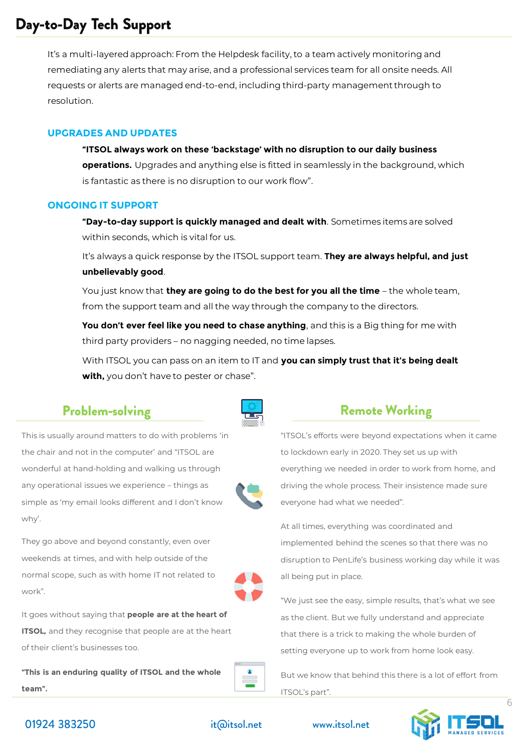# Day-to-Day Tech Support

It's a multi-layered approach: From the Helpdesk facility, to a team actively monitoring and remediating any alerts that may arise, and a professional services team for all onsite needs. All requests or alerts are managed end-to-end, including third-party management through to resolution.

## UPGRADES AND UPDATES

**"ITSOL always work on these 'backstage' with no disruption to our daily business operations.** Upgrades and anything else is fitted in seamlessly in the background, which is fantastic as there is no disruption to our work flow".

## ONGOING IT SUPPORT

**"Day-to-day support is quickly managed and dealt with**. Sometimes items are solved within seconds, which is vital for us.

It's always a quick response by the ITSOL support team. **They are always helpful, and just unbelievably good**.

You just know that **they are going to do the best for you all the time** – the whole team, from the support team and all the way through the company to the directors.

**You don't ever feel like you need to chase anything**, and this is a Big thing for me with third party providers – no nagging needed, no time lapses.

With ITSOL you can pass on an item to IT and **you can simply trust that it's being dealt with,** you don't have to pester or chase".

## Problem-solving

This is usually around matters to do with problems 'in the chair and not in the computer' and "ITSOL are wonderful at hand-holding and walking us through any operational issues we experience – things as simple as 'my email looks different and I don't know why'.

They go above and beyond constantly, even over weekends at times, and with help outside of the normal scope, such as with home IT not related to work".

It goes without saying that **people are at the heart of ITSOL,** and they recognise that people are at the heart of their client's businesses too.

**"This is an enduring quality of ITSOL and the whole team".**

## Remote Working

"ITSOL's efforts were beyond expectations when it came to lockdown early in 2020. They set us up with everything we needed in order to work from home, and driving the whole process. Their insistence made sure everyone had what we needed".

At all times, everything was coordinated and implemented behind the scenes so that there was no disruption to PenLife's business working day while it was all being put in place.

"We just see the easy, simple results, that's what we see as the client. But we fully understand and appreciate that there is a trick to making the whole burden of setting everyone up to work from home look easy.

But we know that behind this there is a lot of effort from ITSOL's part".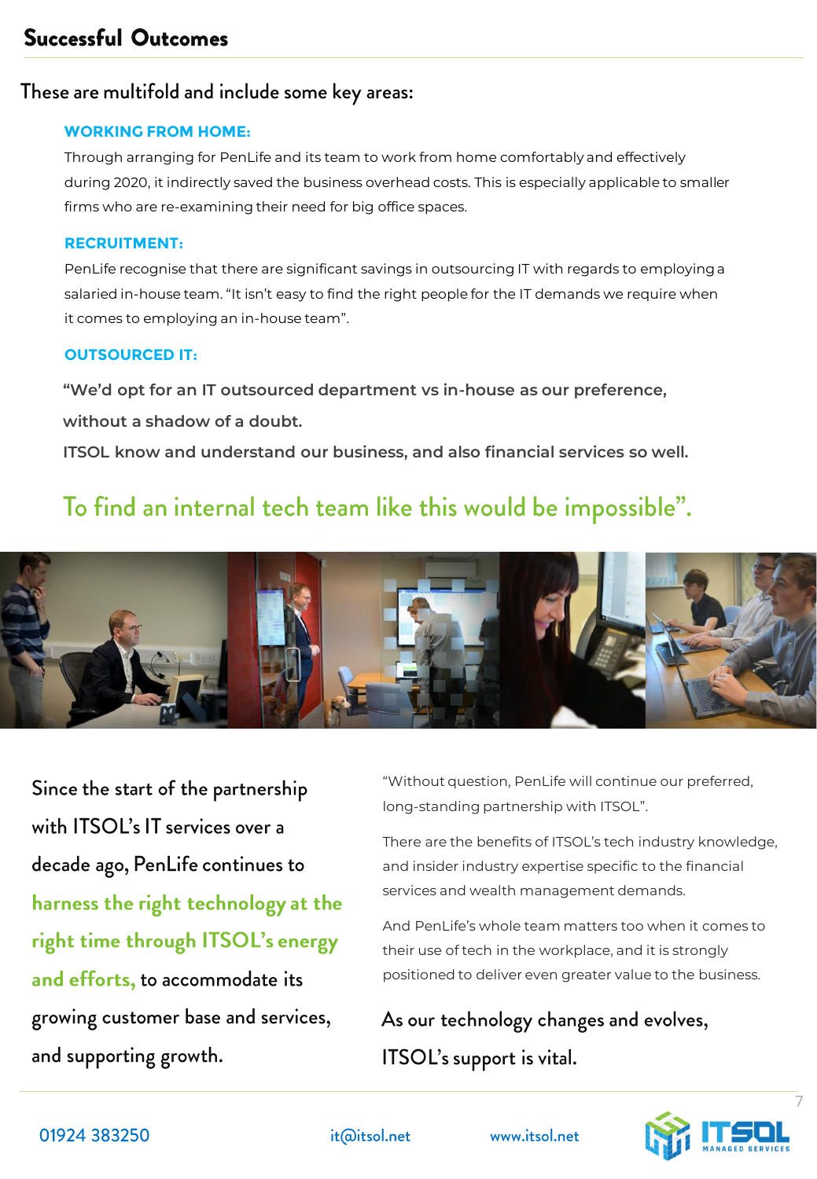## Successful Outcomes

These are multifold and include some key areas:

**WORKING FROM HOME:**

Through arranging for PenLife and its team to work from home comfortably and effectively during 2020, it indirectly saved the business overhead costs. This is especially applicable to smaller firms who are re-examining their need for big office spaces.

**RECRUITMENT:**

PenLife recognise that there are significant savings in outsourcing IT with regards to employing a salaried in-house team. "It isn't easy to find the right people for the IT demands we require when it comes to employing an in-house team".

**OUTSOURCED IT:**

**"We'd opt for an IT outsourced department vs in-house as our preference, without a shadow of a doubt.**

**ITSOL know and understand our business, and also financial services so well.**

To find an internal tech team like this would be impossible".

Since the start of the partnership with ITSOL's IT services over a decade ago, PenLife continues to harness the right technology at the right time through ITSOL's energy and efforts, to accommodate its growing customer base and services, and supporting growth.

"Without question, PenLife will continue our preferred, long-standing partnership with ITSOL".

There are the benefits of ITSOL's tech industry knowledge, and insider industry expertise specific to the financial services and wealth management demands.

And PenLife's whole team matters too when it comes to their use of tech in the workplace, and it is strongly positioned to deliver even greater value to the business.

As our technology changes and evolves, ITSOL's support is vital.

01924 383250 it@itsol.net www.itsol.net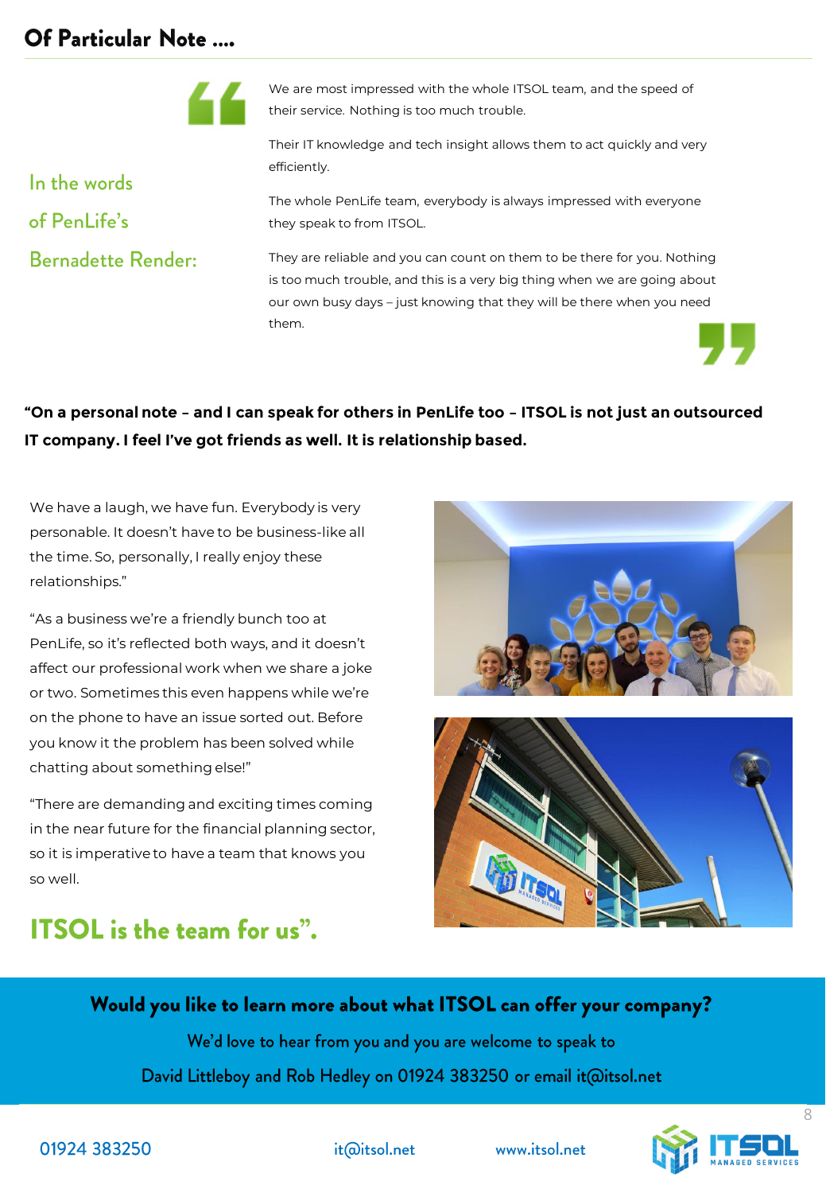## Of Particular Note ....

In the words of PenLife's Bernadette Render:

> We are most impressed with the whole ITSOL team, and the speed of their service. Nothing is too much trouble.
>
> Their IT knowledge and tech insight allows them to act quickly and very efficiently.
>
> The whole PenLife team, everybody is always impressed with everyone they speak to from ITSOL.
>
> They are reliable and you can count on them to be there for you. Nothing is too much trouble, and this is a very big thing when we are going about our own busy days – just knowing that they will be there when you need them.

**"On a personal note – and I can speak for others in PenLife too – ITSOL is not just an outsourced IT company. I feel I've got friends as well. It is relationship based.**

We have a laugh, we have fun. Everybody is very personable. It doesn't have to be business-like all the time. So, personally, I really enjoy these relationships."

"As a business we're a friendly bunch too at PenLife, so it's reflected both ways, and it doesn't affect our professional work when we share a joke or two. Sometimes this even happens while we're on the phone to have an issue sorted out. Before you know it the problem has been solved while chatting about something else!"

"There are demanding and exciting times coming in the near future for the financial planning sector, so it is imperative to have a team that knows you so well.

## ITSOL is the team for us".

**Would you like to learn more about what ITSOL can offer your company?**

We'd love to hear from you and you are welcome to speak to David Littleboy and Rob Hedley on 01924 383250 or email it@itsol.net

01924 383250 it@itsol.net www.itsol.net